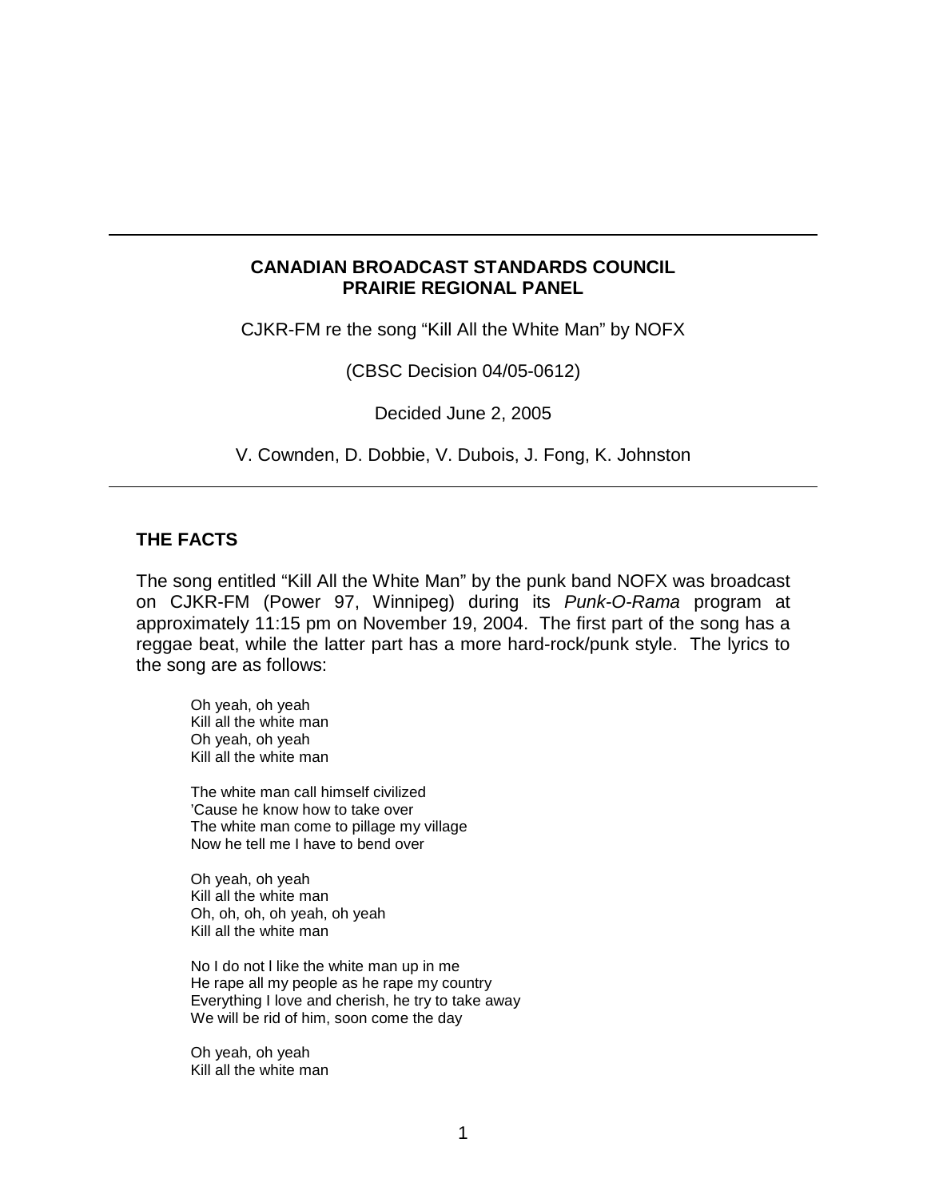**CANADIAN BROADCAST STANDARDS COUNCIL**
**PRAIRIE REGIONAL PANEL**

CJKR-FM re the song "Kill All the White Man" by NOFX

(CBSC Decision 04/05-0612)

Decided June 2, 2005

V. Cownden, D. Dobbie, V. Dubois, J. Fong, K. Johnston

---

## THE FACTS

The song entitled "Kill All the White Man" by the punk band NOFX was broadcast on CJKR-FM (Power 97, Winnipeg) during its *Punk-O-Rama* program at approximately 11:15 pm on November 19, 2004. The first part of the song has a reggae beat, while the latter part has a more hard-rock/punk style. The lyrics to the song are as follows:

> Oh yeah, oh yeah
> Kill all the white man
> Oh yeah, oh yeah
> Kill all the white man
>
> The white man call himself civilized
> 'Cause he know how to take over
> The white man come to pillage my village
> Now he tell me I have to bend over
>
> Oh yeah, oh yeah
> Kill all the white man
> Oh, oh, oh, oh yeah, oh yeah
> Kill all the white man
>
> No I do not l like the white man up in me
> He rape all my people as he rape my country
> Everything I love and cherish, he try to take away
> We will be rid of him, soon come the day
>
> Oh yeah, oh yeah
> Kill all the white man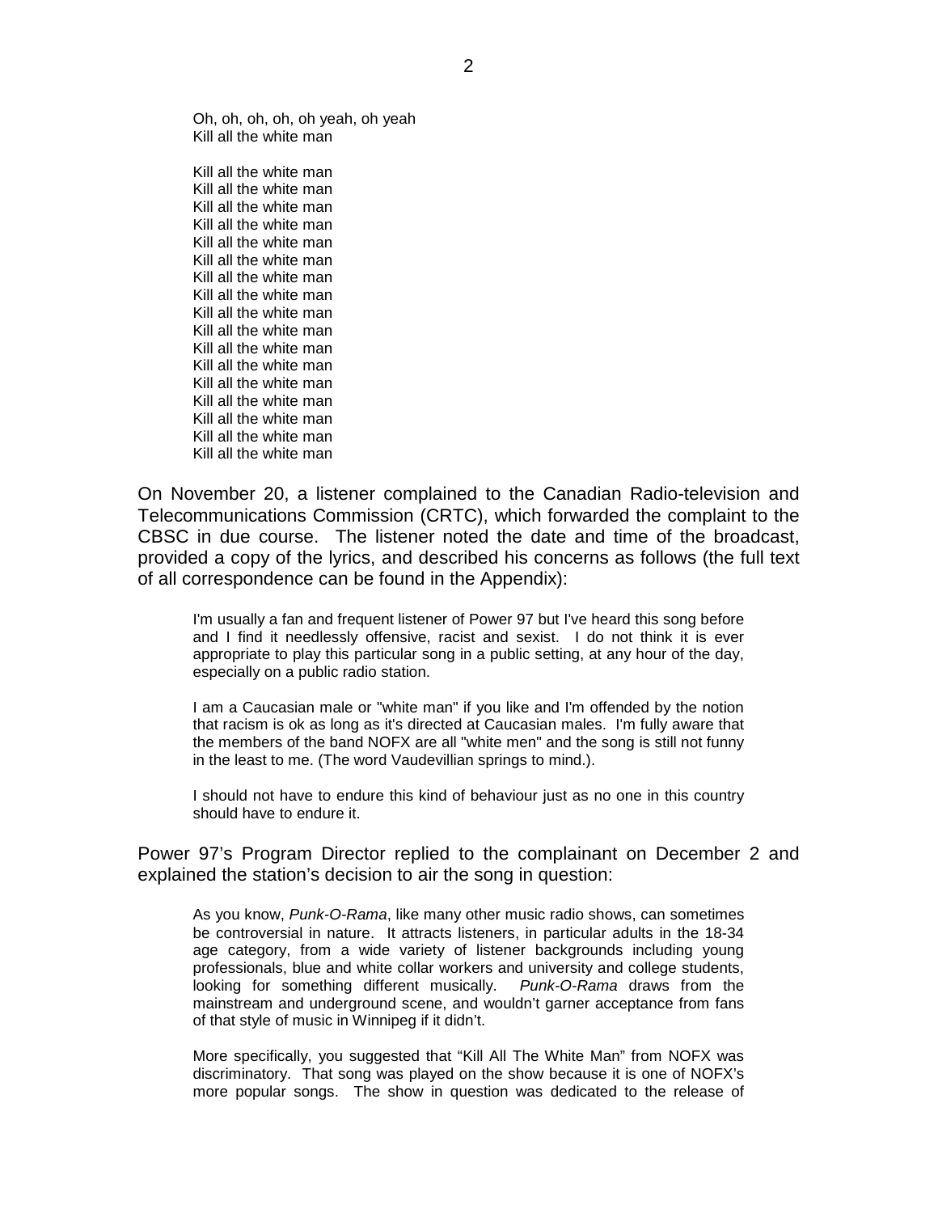Oh, oh, oh, oh, oh yeah, oh yeah
Kill all the white man

Kill all the white man
Kill all the white man
Kill all the white man
Kill all the white man
Kill all the white man
Kill all the white man
Kill all the white man
Kill all the white man
Kill all the white man
Kill all the white man
Kill all the white man
Kill all the white man
Kill all the white man
Kill all the white man
Kill all the white man
Kill all the white man
Kill all the white man

On November 20, a listener complained to the Canadian Radio-television and Telecommunications Commission (CRTC), which forwarded the complaint to the CBSC in due course. The listener noted the date and time of the broadcast, provided a copy of the lyrics, and described his concerns as follows (the full text of all correspondence can be found in the Appendix):

> I'm usually a fan and frequent listener of Power 97 but I've heard this song before and I find it needlessly offensive, racist and sexist. I do not think it is ever appropriate to play this particular song in a public setting, at any hour of the day, especially on a public radio station.
>
> I am a Caucasian male or "white man" if you like and I'm offended by the notion that racism is ok as long as it's directed at Caucasian males. I'm fully aware that the members of the band NOFX are all "white men" and the song is still not funny in the least to me. (The word Vaudevillian springs to mind.).
>
> I should not have to endure this kind of behaviour just as no one in this country should have to endure it.

Power 97's Program Director replied to the complainant on December 2 and explained the station's decision to air the song in question:

> As you know, *Punk-O-Rama*, like many other music radio shows, can sometimes be controversial in nature. It attracts listeners, in particular adults in the 18-34 age category, from a wide variety of listener backgrounds including young professionals, blue and white collar workers and university and college students, looking for something different musically. *Punk-O-Rama* draws from the mainstream and underground scene, and wouldn't garner acceptance from fans of that style of music in Winnipeg if it didn't.
>
> More specifically, you suggested that "Kill All The White Man" from NOFX was discriminatory. That song was played on the show because it is one of NOFX's more popular songs. The show in question was dedicated to the release of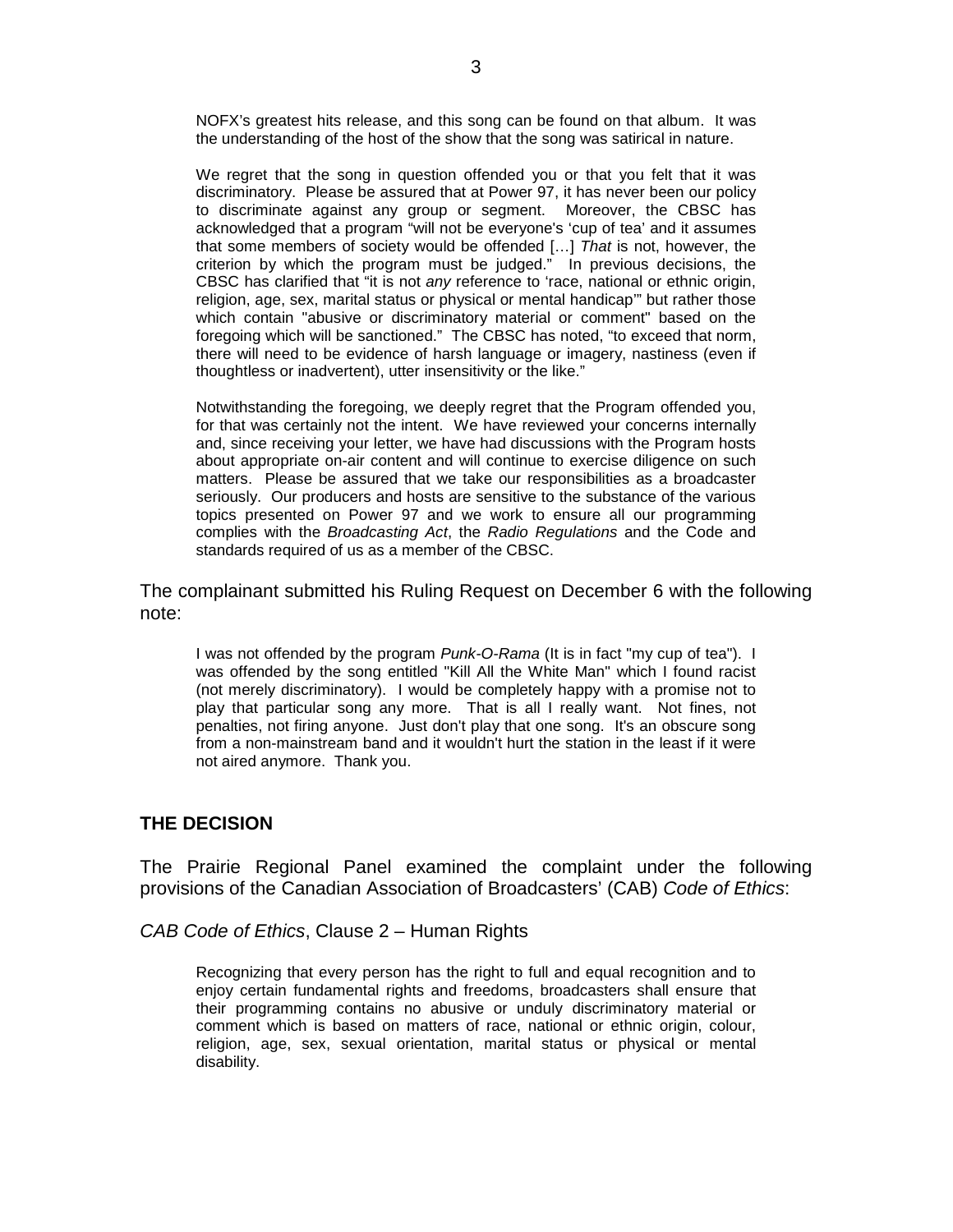> NOFX's greatest hits release, and this song can be found on that album. It was the understanding of the host of the show that the song was satirical in nature.
>
> We regret that the song in question offended you or that you felt that it was discriminatory. Please be assured that at Power 97, it has never been our policy to discriminate against any group or segment. Moreover, the CBSC has acknowledged that a program "will not be everyone's 'cup of tea' and it assumes that some members of society would be offended […] *That* is not, however, the criterion by which the program must be judged." In previous decisions, the CBSC has clarified that "it is not *any* reference to 'race, national or ethnic origin, religion, age, sex, marital status or physical or mental handicap'" but rather those which contain "abusive or discriminatory material or comment" based on the foregoing which will be sanctioned." The CBSC has noted, "to exceed that norm, there will need to be evidence of harsh language or imagery, nastiness (even if thoughtless or inadvertent), utter insensitivity or the like."
>
> Notwithstanding the foregoing, we deeply regret that the Program offended you, for that was certainly not the intent. We have reviewed your concerns internally and, since receiving your letter, we have had discussions with the Program hosts about appropriate on-air content and will continue to exercise diligence on such matters. Please be assured that we take our responsibilities as a broadcaster seriously. Our producers and hosts are sensitive to the substance of the various topics presented on Power 97 and we work to ensure all our programming complies with the *Broadcasting Act*, the *Radio Regulations* and the Code and standards required of us as a member of the CBSC.

The complainant submitted his Ruling Request on December 6 with the following note:

> I was not offended by the program *Punk-O-Rama* (It is in fact "my cup of tea"). I was offended by the song entitled "Kill All the White Man" which I found racist (not merely discriminatory). I would be completely happy with a promise not to play that particular song any more. That is all I really want. Not fines, not penalties, not firing anyone. Just don't play that one song. It's an obscure song from a non-mainstream band and it wouldn't hurt the station in the least if it were not aired anymore. Thank you.

## THE DECISION

The Prairie Regional Panel examined the complaint under the following provisions of the Canadian Association of Broadcasters' (CAB) *Code of Ethics*:

*CAB Code of Ethics*, Clause 2 – Human Rights

> Recognizing that every person has the right to full and equal recognition and to enjoy certain fundamental rights and freedoms, broadcasters shall ensure that their programming contains no abusive or unduly discriminatory material or comment which is based on matters of race, national or ethnic origin, colour, religion, age, sex, sexual orientation, marital status or physical or mental disability.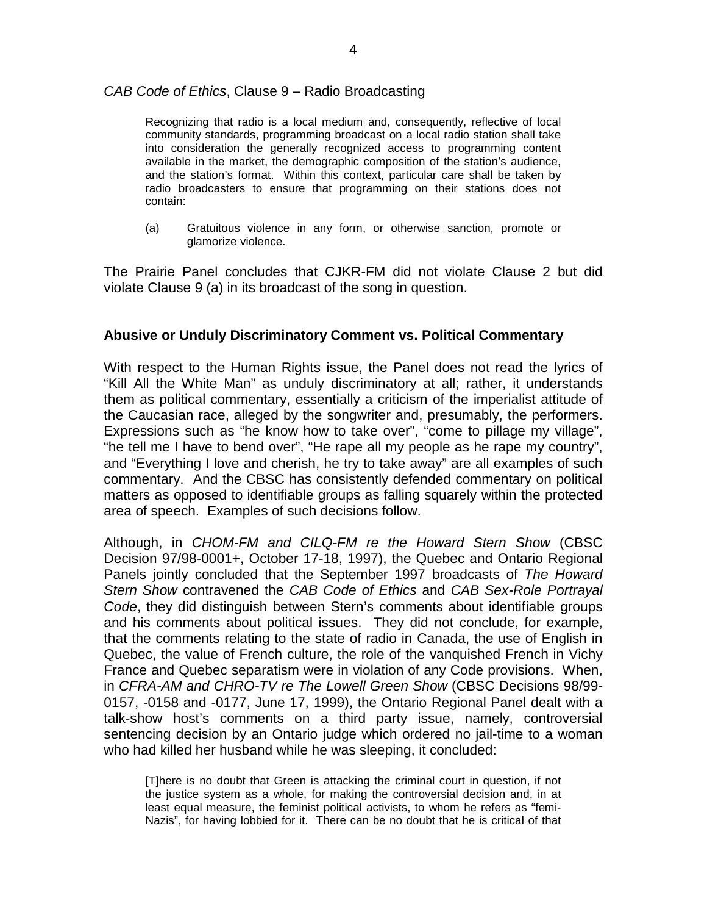*CAB Code of Ethics*, Clause 9 – Radio Broadcasting

> Recognizing that radio is a local medium and, consequently, reflective of local community standards, programming broadcast on a local radio station shall take into consideration the generally recognized access to programming content available in the market, the demographic composition of the station's audience, and the station's format. Within this context, particular care shall be taken by radio broadcasters to ensure that programming on their stations does not contain:
>
> (a) Gratuitous violence in any form, or otherwise sanction, promote or glamorize violence.

The Prairie Panel concludes that CJKR-FM did not violate Clause 2 but did violate Clause 9 (a) in its broadcast of the song in question.

## Abusive or Unduly Discriminatory Comment vs. Political Commentary

With respect to the Human Rights issue, the Panel does not read the lyrics of "Kill All the White Man" as unduly discriminatory at all; rather, it understands them as political commentary, essentially a criticism of the imperialist attitude of the Caucasian race, alleged by the songwriter and, presumably, the performers. Expressions such as "he know how to take over", "come to pillage my village", "he tell me I have to bend over", "He rape all my people as he rape my country", and "Everything I love and cherish, he try to take away" are all examples of such commentary. And the CBSC has consistently defended commentary on political matters as opposed to identifiable groups as falling squarely within the protected area of speech. Examples of such decisions follow.

Although, in *CHOM-FM and CILQ-FM re the Howard Stern Show* (CBSC Decision 97/98-0001+, October 17-18, 1997), the Quebec and Ontario Regional Panels jointly concluded that the September 1997 broadcasts of *The Howard Stern Show* contravened the *CAB Code of Ethics* and *CAB Sex-Role Portrayal Code*, they did distinguish between Stern's comments about identifiable groups and his comments about political issues. They did not conclude, for example, that the comments relating to the state of radio in Canada, the use of English in Quebec, the value of French culture, the role of the vanquished French in Vichy France and Quebec separatism were in violation of any Code provisions. When, in *CFRA-AM and CHRO-TV re The Lowell Green Show* (CBSC Decisions 98/99-0157, -0158 and -0177, June 17, 1999), the Ontario Regional Panel dealt with a talk-show host's comments on a third party issue, namely, controversial sentencing decision by an Ontario judge which ordered no jail-time to a woman who had killed her husband while he was sleeping, it concluded:

> [T]here is no doubt that Green is attacking the criminal court in question, if not the justice system as a whole, for making the controversial decision and, in at least equal measure, the feminist political activists, to whom he refers as "femi-Nazis", for having lobbied for it. There can be no doubt that he is critical of that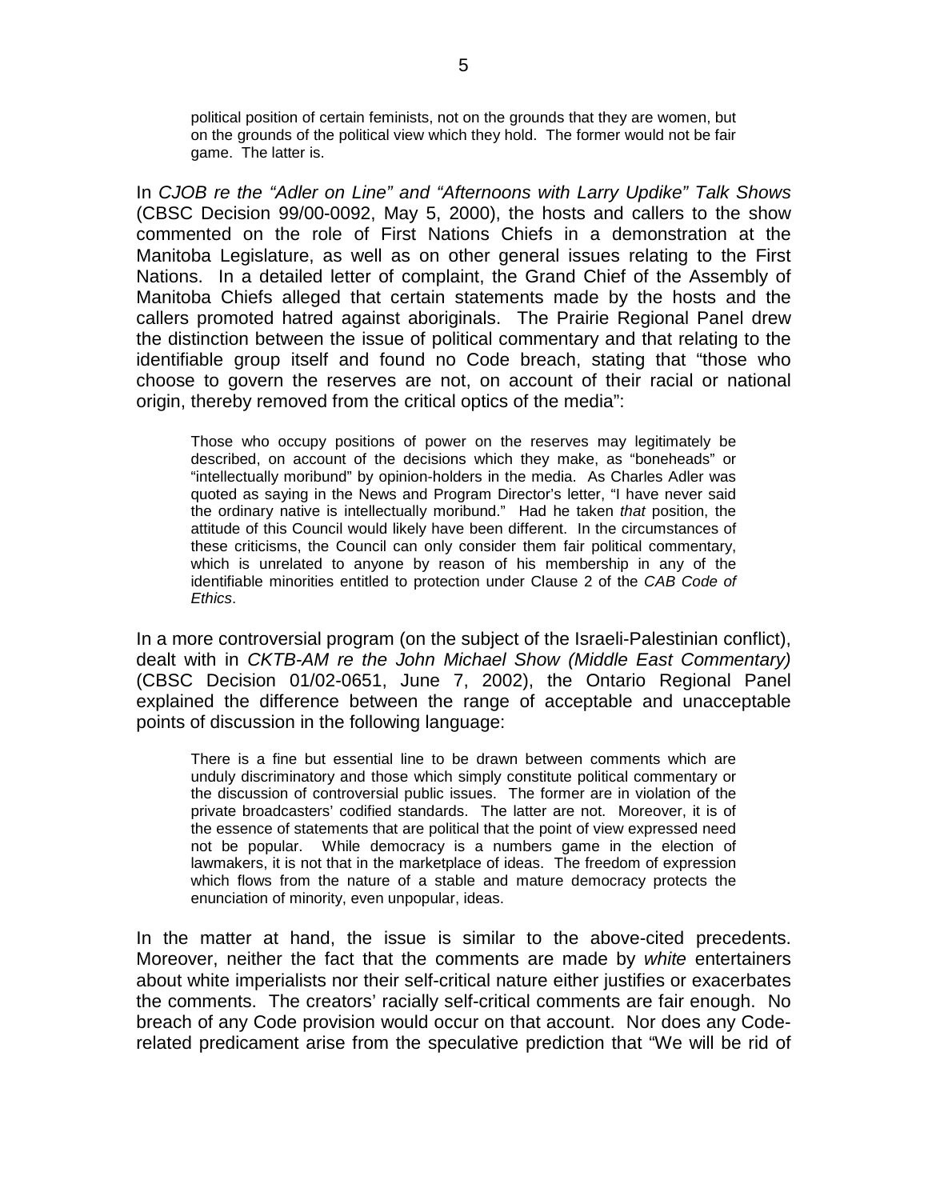> political position of certain feminists, not on the grounds that they are women, but on the grounds of the political view which they hold. The former would not be fair game. The latter is.

In *CJOB re the "Adler on Line" and "Afternoons with Larry Updike" Talk Shows* (CBSC Decision 99/00-0092, May 5, 2000), the hosts and callers to the show commented on the role of First Nations Chiefs in a demonstration at the Manitoba Legislature, as well as on other general issues relating to the First Nations. In a detailed letter of complaint, the Grand Chief of the Assembly of Manitoba Chiefs alleged that certain statements made by the hosts and the callers promoted hatred against aboriginals. The Prairie Regional Panel drew the distinction between the issue of political commentary and that relating to the identifiable group itself and found no Code breach, stating that "those who choose to govern the reserves are not, on account of their racial or national origin, thereby removed from the critical optics of the media":

> Those who occupy positions of power on the reserves may legitimately be described, on account of the decisions which they make, as "boneheads" or "intellectually moribund" by opinion-holders in the media. As Charles Adler was quoted as saying in the News and Program Director's letter, "I have never said the ordinary native is intellectually moribund." Had he taken *that* position, the attitude of this Council would likely have been different. In the circumstances of these criticisms, the Council can only consider them fair political commentary, which is unrelated to anyone by reason of his membership in any of the identifiable minorities entitled to protection under Clause 2 of the *CAB Code of Ethics*.

In a more controversial program (on the subject of the Israeli-Palestinian conflict), dealt with in *CKTB-AM re the John Michael Show (Middle East Commentary)* (CBSC Decision 01/02-0651, June 7, 2002), the Ontario Regional Panel explained the difference between the range of acceptable and unacceptable points of discussion in the following language:

> There is a fine but essential line to be drawn between comments which are unduly discriminatory and those which simply constitute political commentary or the discussion of controversial public issues. The former are in violation of the private broadcasters' codified standards. The latter are not. Moreover, it is of the essence of statements that are political that the point of view expressed need not be popular. While democracy is a numbers game in the election of lawmakers, it is not that in the marketplace of ideas. The freedom of expression which flows from the nature of a stable and mature democracy protects the enunciation of minority, even unpopular, ideas.

In the matter at hand, the issue is similar to the above-cited precedents. Moreover, neither the fact that the comments are made by *white* entertainers about white imperialists nor their self-critical nature either justifies or exacerbates the comments. The creators' racially self-critical comments are fair enough. No breach of any Code provision would occur on that account. Nor does any Code-related predicament arise from the speculative prediction that "We will be rid of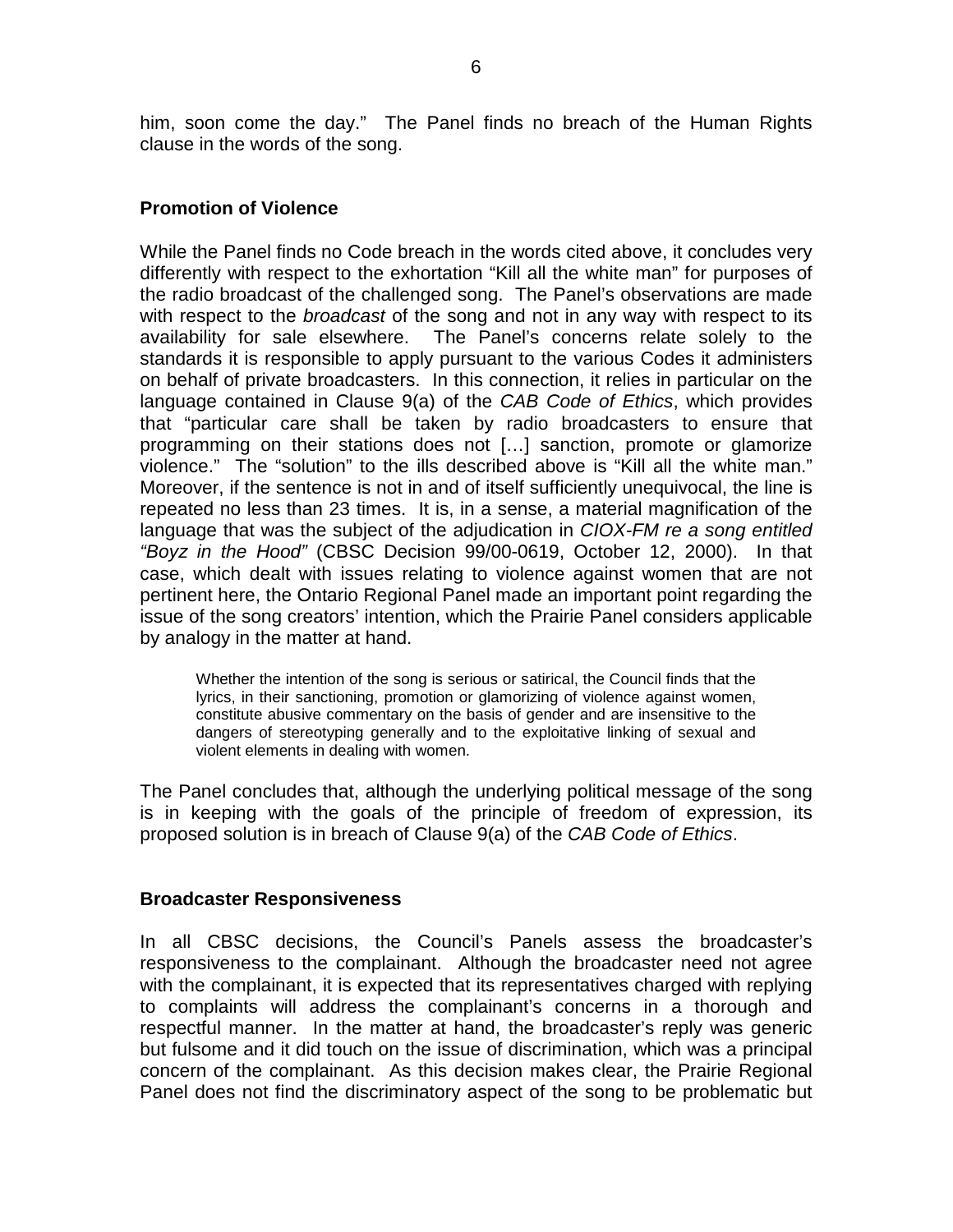him, soon come the day." The Panel finds no breach of the Human Rights clause in the words of the song.

### Promotion of Violence

While the Panel finds no Code breach in the words cited above, it concludes very differently with respect to the exhortation "Kill all the white man" for purposes of the radio broadcast of the challenged song. The Panel's observations are made with respect to the *broadcast* of the song and not in any way with respect to its availability for sale elsewhere. The Panel's concerns relate solely to the standards it is responsible to apply pursuant to the various Codes it administers on behalf of private broadcasters. In this connection, it relies in particular on the language contained in Clause 9(a) of the *CAB Code of Ethics*, which provides that "particular care shall be taken by radio broadcasters to ensure that programming on their stations does not […] sanction, promote or glamorize violence." The "solution" to the ills described above is "Kill all the white man." Moreover, if the sentence is not in and of itself sufficiently unequivocal, the line is repeated no less than 23 times. It is, in a sense, a material magnification of the language that was the subject of the adjudication in *CIOX-FM re a song entitled "Boyz in the Hood"* (CBSC Decision 99/00-0619, October 12, 2000). In that case, which dealt with issues relating to violence against women that are not pertinent here, the Ontario Regional Panel made an important point regarding the issue of the song creators' intention, which the Prairie Panel considers applicable by analogy in the matter at hand.

> Whether the intention of the song is serious or satirical, the Council finds that the lyrics, in their sanctioning, promotion or glamorizing of violence against women, constitute abusive commentary on the basis of gender and are insensitive to the dangers of stereotyping generally and to the exploitative linking of sexual and violent elements in dealing with women.

The Panel concludes that, although the underlying political message of the song is in keeping with the goals of the principle of freedom of expression, its proposed solution is in breach of Clause 9(a) of the *CAB Code of Ethics*.

### Broadcaster Responsiveness

In all CBSC decisions, the Council's Panels assess the broadcaster's responsiveness to the complainant. Although the broadcaster need not agree with the complainant, it is expected that its representatives charged with replying to complaints will address the complainant's concerns in a thorough and respectful manner. In the matter at hand, the broadcaster's reply was generic but fulsome and it did touch on the issue of discrimination, which was a principal concern of the complainant. As this decision makes clear, the Prairie Regional Panel does not find the discriminatory aspect of the song to be problematic but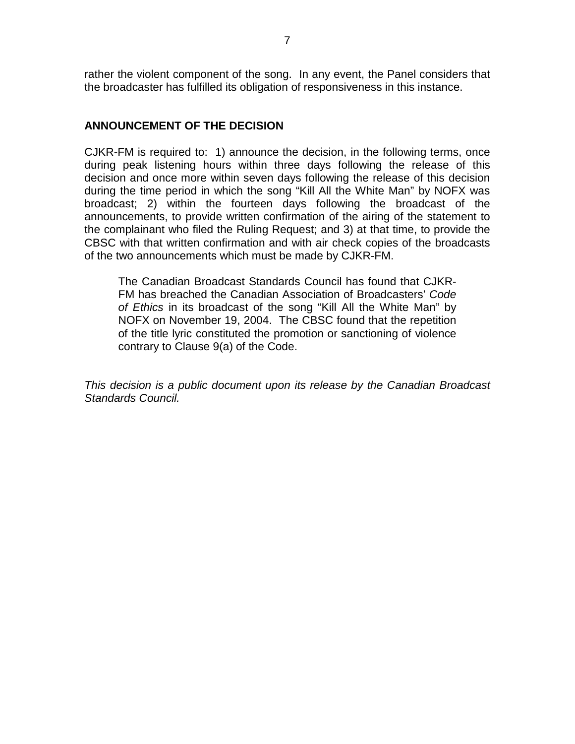rather the violent component of the song. In any event, the Panel considers that the broadcaster has fulfilled its obligation of responsiveness in this instance.

## ANNOUNCEMENT OF THE DECISION

CJKR-FM is required to: 1) announce the decision, in the following terms, once during peak listening hours within three days following the release of this decision and once more within seven days following the release of this decision during the time period in which the song "Kill All the White Man" by NOFX was broadcast; 2) within the fourteen days following the broadcast of the announcements, to provide written confirmation of the airing of the statement to the complainant who filed the Ruling Request; and 3) at that time, to provide the CBSC with that written confirmation and with air check copies of the broadcasts of the two announcements which must be made by CJKR-FM.

> The Canadian Broadcast Standards Council has found that CJKR-FM has breached the Canadian Association of Broadcasters' *Code of Ethics* in its broadcast of the song "Kill All the White Man" by NOFX on November 19, 2004. The CBSC found that the repetition of the title lyric constituted the promotion or sanctioning of violence contrary to Clause 9(a) of the Code.

*This decision is a public document upon its release by the Canadian Broadcast Standards Council.*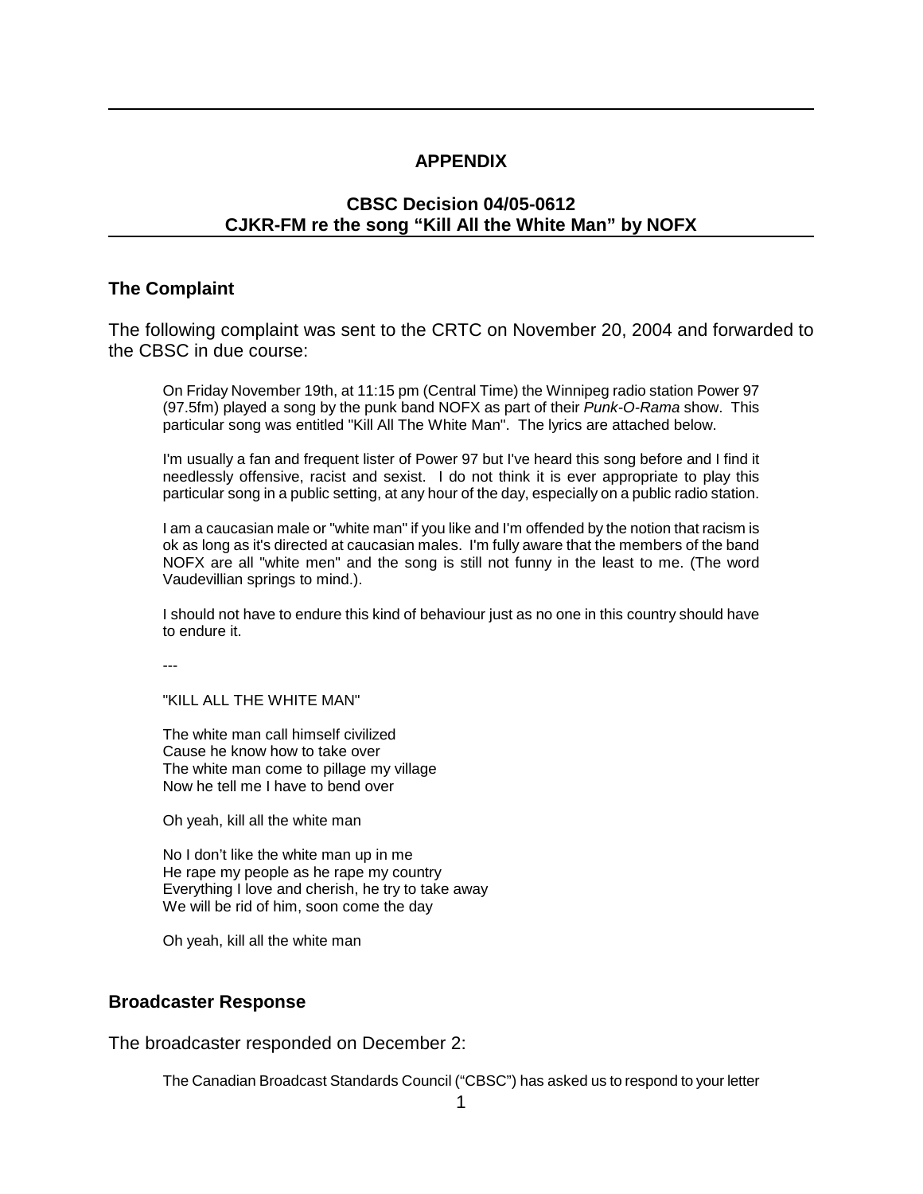## APPENDIX

### CBSC Decision 04/05-0612
### CJKR-FM re the song "Kill All the White Man" by NOFX

## The Complaint

The following complaint was sent to the CRTC on November 20, 2004 and forwarded to the CBSC in due course:

> On Friday November 19th, at 11:15 pm (Central Time) the Winnipeg radio station Power 97 (97.5fm) played a song by the punk band NOFX as part of their *Punk-O-Rama* show. This particular song was entitled "Kill All The White Man". The lyrics are attached below.
>
> I'm usually a fan and frequent lister of Power 97 but I've heard this song before and I find it needlessly offensive, racist and sexist. I do not think it is ever appropriate to play this particular song in a public setting, at any hour of the day, especially on a public radio station.
>
> I am a caucasian male or "white man" if you like and I'm offended by the notion that racism is ok as long as it's directed at caucasian males. I'm fully aware that the members of the band NOFX are all "white men" and the song is still not funny in the least to me. (The word Vaudevillian springs to mind.).
>
> I should not have to endure this kind of behaviour just as no one in this country should have to endure it.
>
> ---
>
> "KILL ALL THE WHITE MAN"
>
> The white man call himself civilized
> Cause he know how to take over
> The white man come to pillage my village
> Now he tell me I have to bend over
>
> Oh yeah, kill all the white man
>
> No I don't like the white man up in me
> He rape my people as he rape my country
> Everything I love and cherish, he try to take away
> We will be rid of him, soon come the day
>
> Oh yeah, kill all the white man

## Broadcaster Response

The broadcaster responded on December 2:

> The Canadian Broadcast Standards Council ("CBSC") has asked us to respond to your letter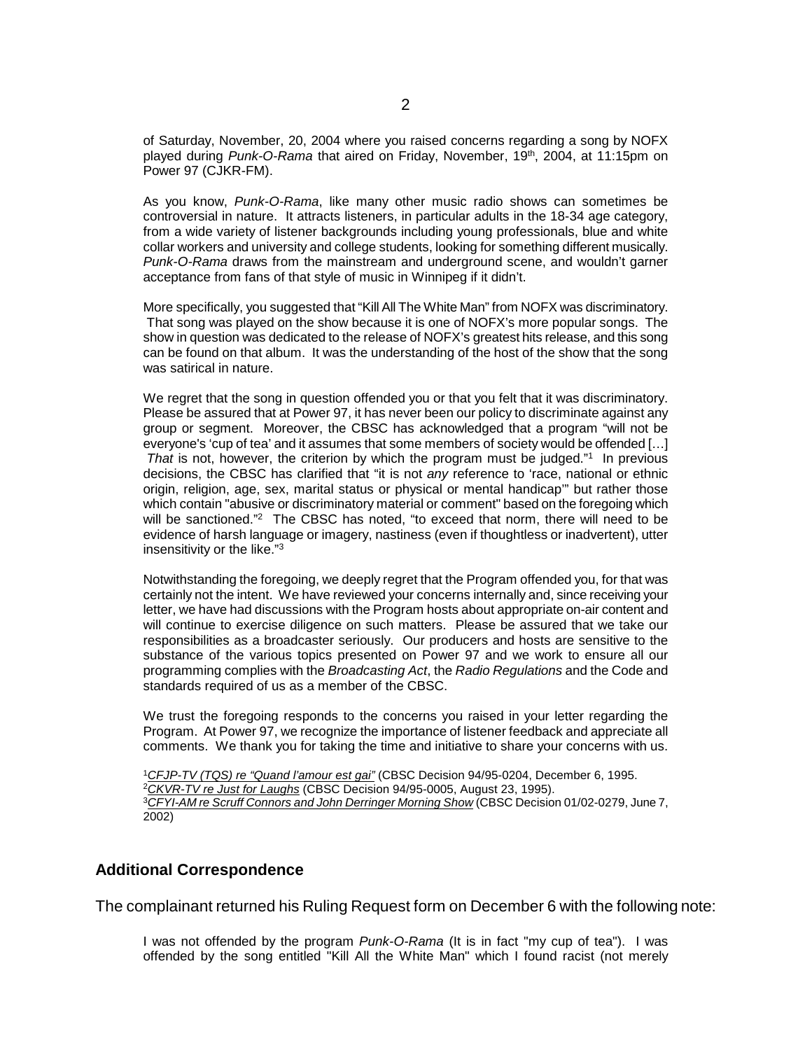of Saturday, November, 20, 2004 where you raised concerns regarding a song by NOFX played during *Punk-O-Rama* that aired on Friday, November, 19th, 2004, at 11:15pm on Power 97 (CJKR-FM).

As you know, *Punk-O-Rama*, like many other music radio shows can sometimes be controversial in nature. It attracts listeners, in particular adults in the 18-34 age category, from a wide variety of listener backgrounds including young professionals, blue and white collar workers and university and college students, looking for something different musically. *Punk-O-Rama* draws from the mainstream and underground scene, and wouldn't garner acceptance from fans of that style of music in Winnipeg if it didn't.

More specifically, you suggested that "Kill All The White Man" from NOFX was discriminatory. That song was played on the show because it is one of NOFX's more popular songs. The show in question was dedicated to the release of NOFX's greatest hits release, and this song can be found on that album. It was the understanding of the host of the show that the song was satirical in nature.

We regret that the song in question offended you or that you felt that it was discriminatory. Please be assured that at Power 97, it has never been our policy to discriminate against any group or segment. Moreover, the CBSC has acknowledged that a program "will not be everyone's 'cup of tea' and it assumes that some members of society would be offended […] *That* is not, however, the criterion by which the program must be judged."[1] In previous decisions, the CBSC has clarified that "it is not *any* reference to 'race, national or ethnic origin, religion, age, sex, marital status or physical or mental handicap'" but rather those which contain "abusive or discriminatory material or comment" based on the foregoing which will be sanctioned."[2] The CBSC has noted, "to exceed that norm, there will need to be evidence of harsh language or imagery, nastiness (even if thoughtless or inadvertent), utter insensitivity or the like."[3]

Notwithstanding the foregoing, we deeply regret that the Program offended you, for that was certainly not the intent. We have reviewed your concerns internally and, since receiving your letter, we have had discussions with the Program hosts about appropriate on-air content and will continue to exercise diligence on such matters. Please be assured that we take our responsibilities as a broadcaster seriously. Our producers and hosts are sensitive to the substance of the various topics presented on Power 97 and we work to ensure all our programming complies with the *Broadcasting Act*, the *Radio Regulations* and the Code and standards required of us as a member of the CBSC.

We trust the foregoing responds to the concerns you raised in your letter regarding the Program. At Power 97, we recognize the importance of listener feedback and appreciate all comments. We thank you for taking the time and initiative to share your concerns with us.

[1] *CFJP-TV (TQS) re "Quand l'amour est gai"* (CBSC Decision 94/95-0204, December 6, 1995.
[2] *CKVR-TV re Just for Laughs* (CBSC Decision 94/95-0005, August 23, 1995).
[3] *CFYI-AM re Scruff Connors and John Derringer Morning Show* (CBSC Decision 01/02-0279, June 7, 2002)

## Additional Correspondence

The complainant returned his Ruling Request form on December 6 with the following note:

I was not offended by the program *Punk-O-Rama* (It is in fact "my cup of tea"). I was offended by the song entitled "Kill All the White Man" which I found racist (not merely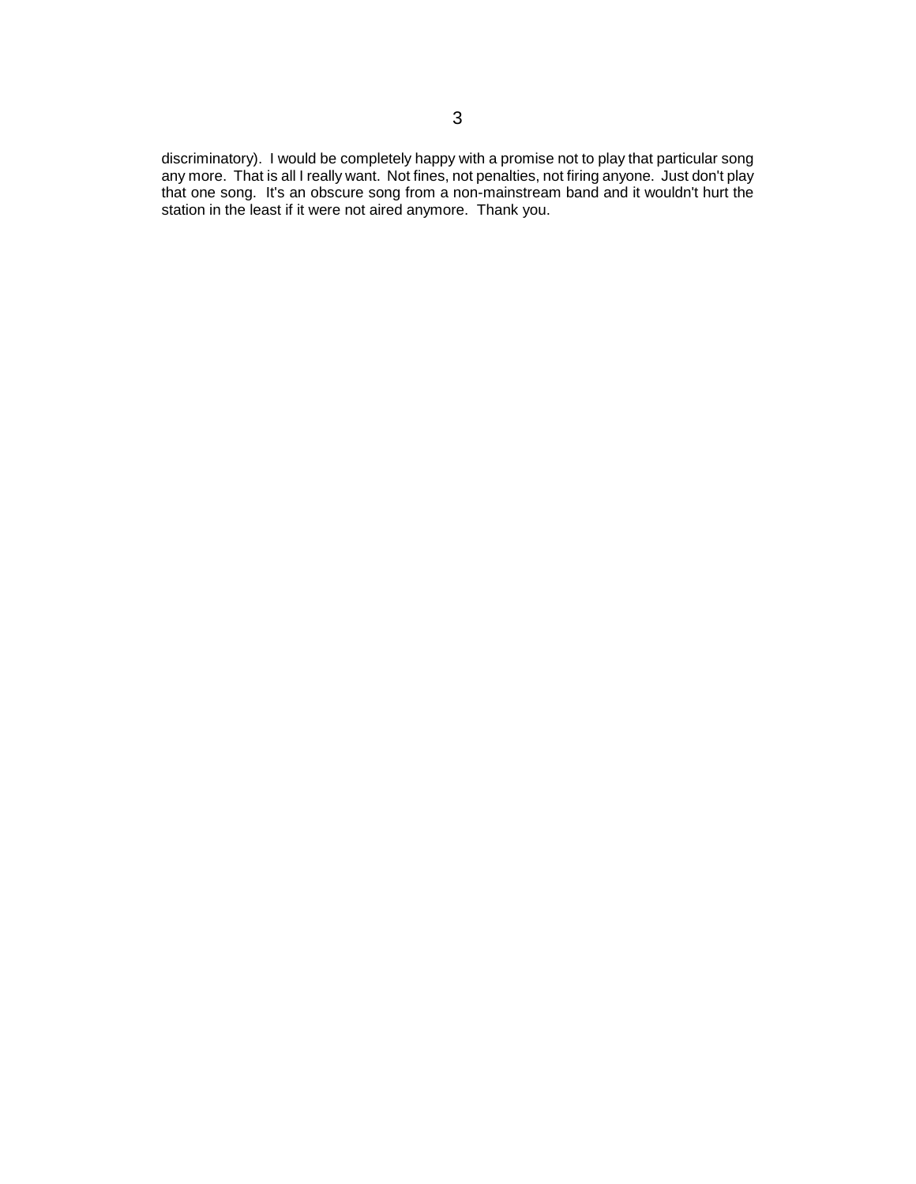discriminatory). I would be completely happy with a promise not to play that particular song any more. That is all I really want. Not fines, not penalties, not firing anyone. Just don't play that one song. It's an obscure song from a non-mainstream band and it wouldn't hurt the station in the least if it were not aired anymore. Thank you.